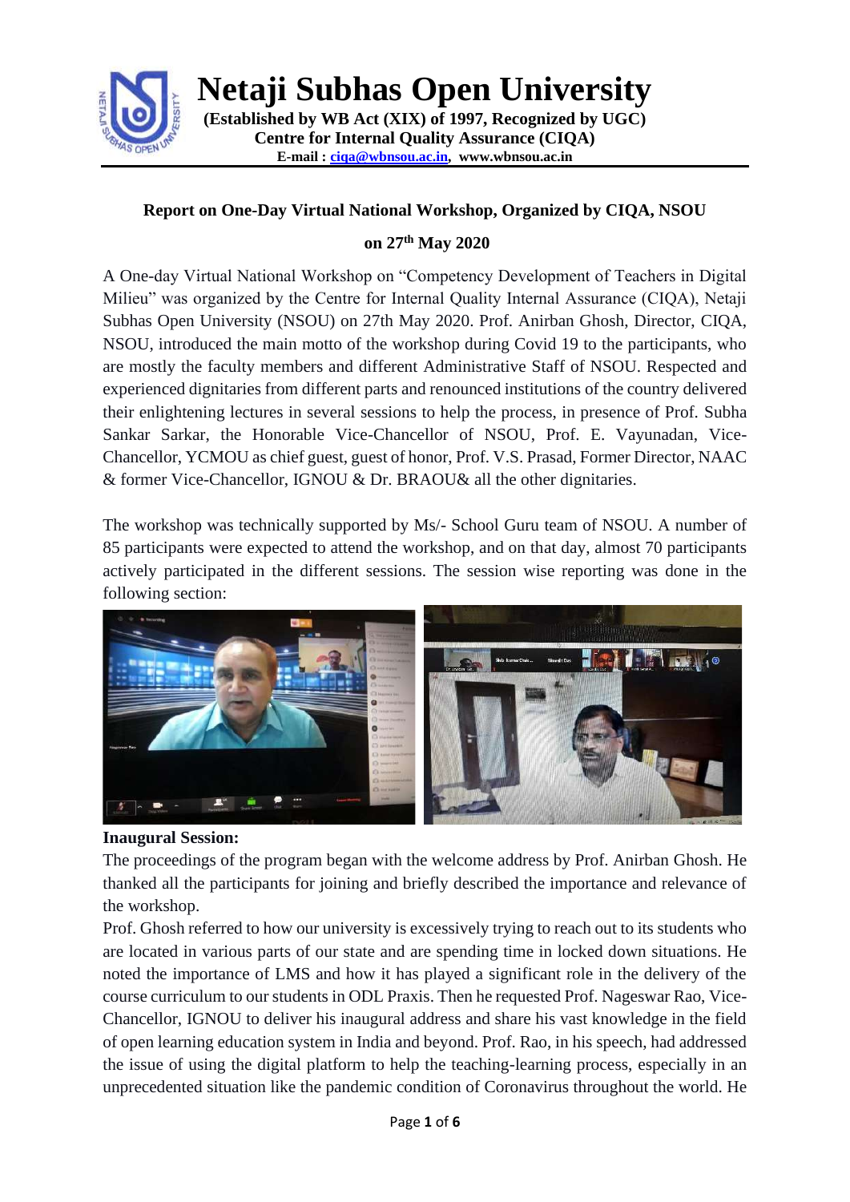# Netaji Subhas Open University

**(Established by WB Act (XIX) of 1997, Recognized by UGC)**
**Centre for Internal Quality Assurance (CIQA)**
**E-mail : ciqa@wbnsou.ac.in, www.wbnsou.ac.in**

**Report on One-Day Virtual National Workshop, Organized by CIQA, NSOU**

**on 27th May 2020**

A One-day Virtual National Workshop on "Competency Development of Teachers in Digital Milieu" was organized by the Centre for Internal Quality Internal Assurance (CIQA), Netaji Subhas Open University (NSOU) on 27th May 2020. Prof. Anirban Ghosh, Director, CIQA, NSOU, introduced the main motto of the workshop during Covid 19 to the participants, who are mostly the faculty members and different Administrative Staff of NSOU. Respected and experienced dignitaries from different parts and renounced institutions of the country delivered their enlightening lectures in several sessions to help the process, in presence of Prof. Subha Sankar Sarkar, the Honorable Vice-Chancellor of NSOU, Prof. E. Vayunadan, Vice-Chancellor, YCMOU as chief guest, guest of honor, Prof. V.S. Prasad, Former Director, NAAC & former Vice-Chancellor, IGNOU & Dr. BRAOU& all the other dignitaries.

The workshop was technically supported by Ms/- School Guru team of NSOU. A number of 85 participants were expected to attend the workshop, and on that day, almost 70 participants actively participated in the different sessions. The session wise reporting was done in the following section:

**Inaugural Session:**

The proceedings of the program began with the welcome address by Prof. Anirban Ghosh. He thanked all the participants for joining and briefly described the importance and relevance of the workshop.

Prof. Ghosh referred to how our university is excessively trying to reach out to its students who are located in various parts of our state and are spending time in locked down situations. He noted the importance of LMS and how it has played a significant role in the delivery of the course curriculum to our students in ODL Praxis. Then he requested Prof. Nageswar Rao, Vice-Chancellor, IGNOU to deliver his inaugural address and share his vast knowledge in the field of open learning education system in India and beyond. Prof. Rao, in his speech, had addressed the issue of using the digital platform to help the teaching-learning process, especially in an unprecedented situation like the pandemic condition of Coronavirus throughout the world. He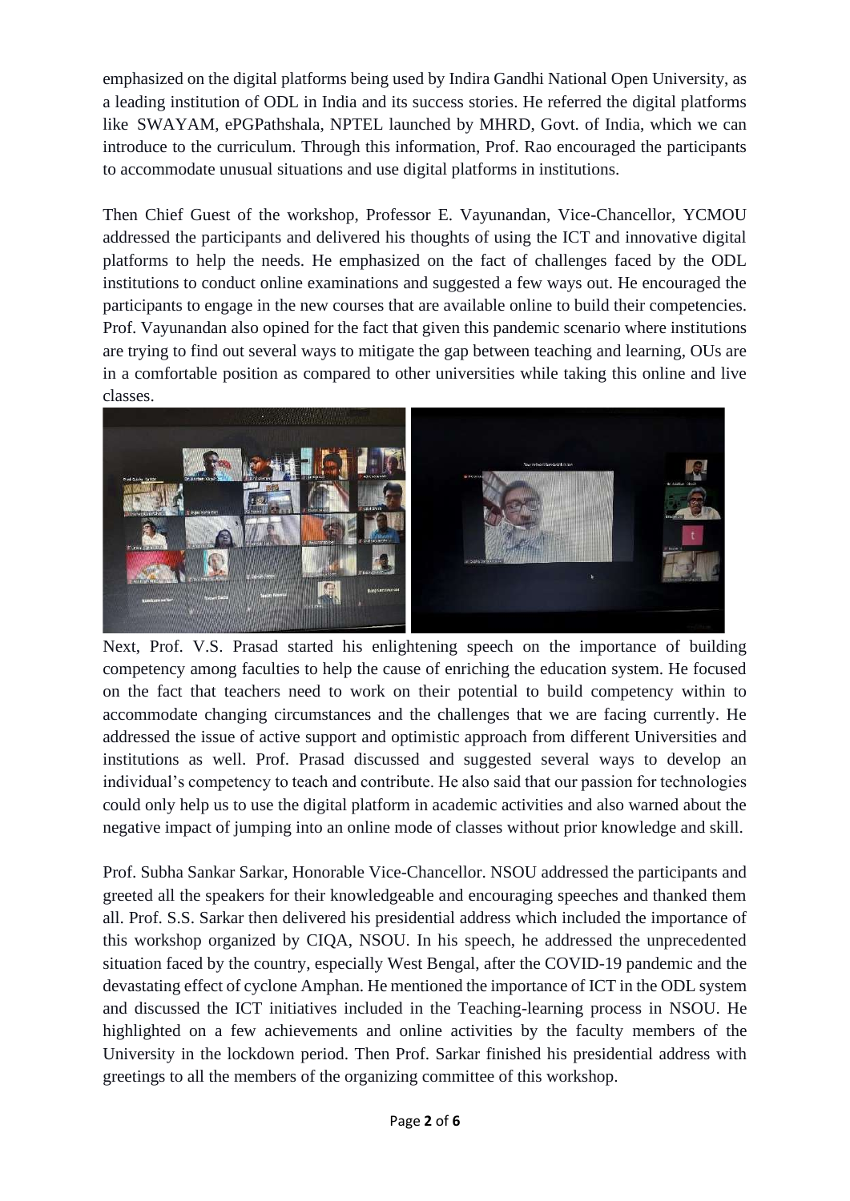emphasized on the digital platforms being used by Indira Gandhi National Open University, as a leading institution of ODL in India and its success stories. He referred the digital platforms like SWAYAM, ePGPathshala, NPTEL launched by MHRD, Govt. of India, which we can introduce to the curriculum. Through this information, Prof. Rao encouraged the participants to accommodate unusual situations and use digital platforms in institutions.

Then Chief Guest of the workshop, Professor E. Vayunandan, Vice-Chancellor, YCMOU addressed the participants and delivered his thoughts of using the ICT and innovative digital platforms to help the needs. He emphasized on the fact of challenges faced by the ODL institutions to conduct online examinations and suggested a few ways out. He encouraged the participants to engage in the new courses that are available online to build their competencies. Prof. Vayunandan also opined for the fact that given this pandemic scenario where institutions are trying to find out several ways to mitigate the gap between teaching and learning, OUs are in a comfortable position as compared to other universities while taking this online and live classes.

Next, Prof. V.S. Prasad started his enlightening speech on the importance of building competency among faculties to help the cause of enriching the education system. He focused on the fact that teachers need to work on their potential to build competency within to accommodate changing circumstances and the challenges that we are facing currently. He addressed the issue of active support and optimistic approach from different Universities and institutions as well. Prof. Prasad discussed and suggested several ways to develop an individual's competency to teach and contribute. He also said that our passion for technologies could only help us to use the digital platform in academic activities and also warned about the negative impact of jumping into an online mode of classes without prior knowledge and skill.

Prof. Subha Sankar Sarkar, Honorable Vice-Chancellor. NSOU addressed the participants and greeted all the speakers for their knowledgeable and encouraging speeches and thanked them all. Prof. S.S. Sarkar then delivered his presidential address which included the importance of this workshop organized by CIQA, NSOU. In his speech, he addressed the unprecedented situation faced by the country, especially West Bengal, after the COVID-19 pandemic and the devastating effect of cyclone Amphan. He mentioned the importance of ICT in the ODL system and discussed the ICT initiatives included in the Teaching-learning process in NSOU. He highlighted on a few achievements and online activities by the faculty members of the University in the lockdown period. Then Prof. Sarkar finished his presidential address with greetings to all the members of the organizing committee of this workshop.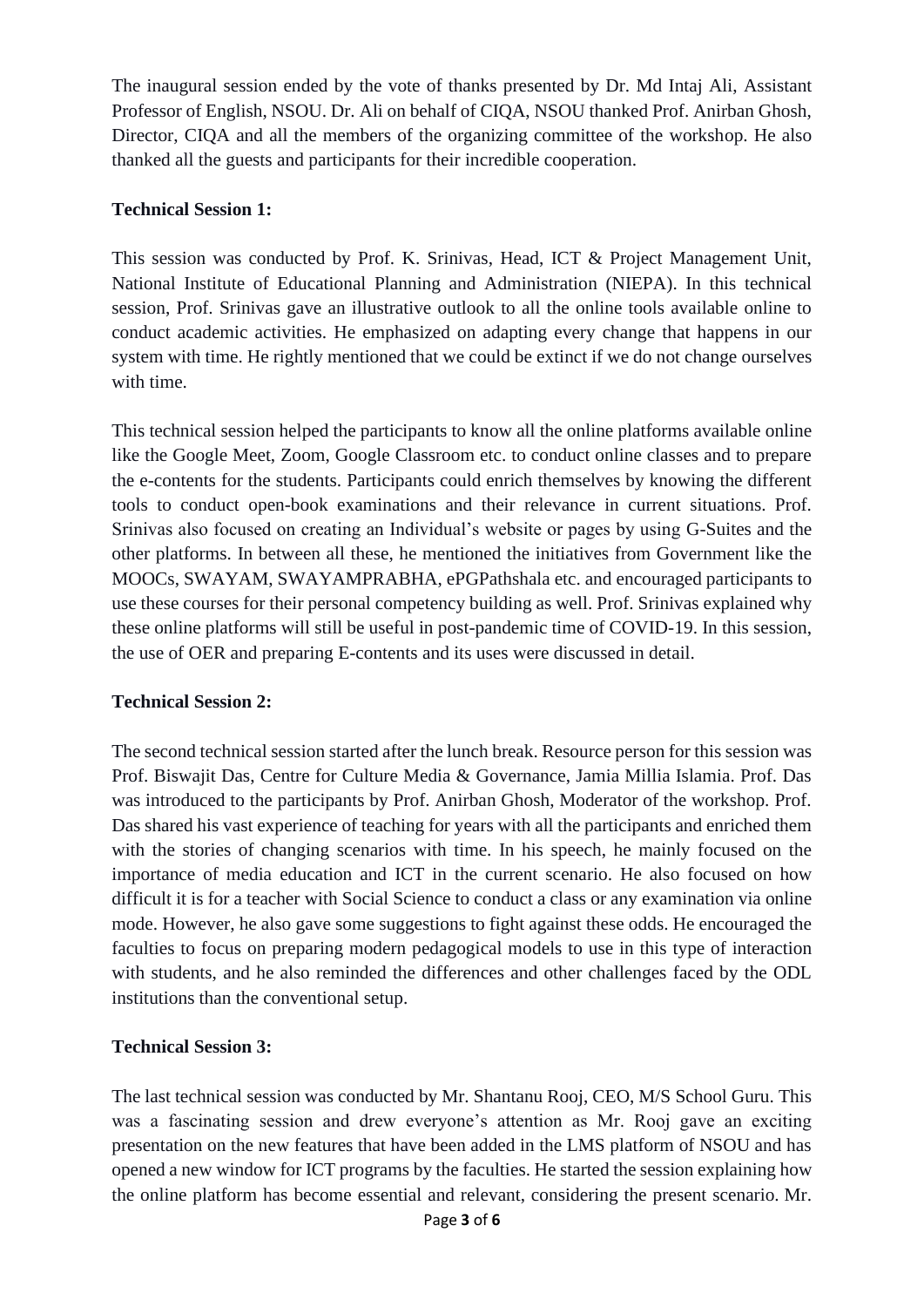The inaugural session ended by the vote of thanks presented by Dr. Md Intaj Ali, Assistant Professor of English, NSOU. Dr. Ali on behalf of CIQA, NSOU thanked Prof. Anirban Ghosh, Director, CIQA and all the members of the organizing committee of the workshop. He also thanked all the guests and participants for their incredible cooperation.

**Technical Session 1:**

This session was conducted by Prof. K. Srinivas, Head, ICT & Project Management Unit, National Institute of Educational Planning and Administration (NIEPA). In this technical session, Prof. Srinivas gave an illustrative outlook to all the online tools available online to conduct academic activities. He emphasized on adapting every change that happens in our system with time. He rightly mentioned that we could be extinct if we do not change ourselves with time.

This technical session helped the participants to know all the online platforms available online like the Google Meet, Zoom, Google Classroom etc. to conduct online classes and to prepare the e-contents for the students. Participants could enrich themselves by knowing the different tools to conduct open-book examinations and their relevance in current situations. Prof. Srinivas also focused on creating an Individual's website or pages by using G-Suites and the other platforms. In between all these, he mentioned the initiatives from Government like the MOOCs, SWAYAM, SWAYAMPRABHA, ePGPathshala etc. and encouraged participants to use these courses for their personal competency building as well. Prof. Srinivas explained why these online platforms will still be useful in post-pandemic time of COVID-19. In this session, the use of OER and preparing E-contents and its uses were discussed in detail.

**Technical Session 2:**

The second technical session started after the lunch break. Resource person for this session was Prof. Biswajit Das, Centre for Culture Media & Governance, Jamia Millia Islamia. Prof. Das was introduced to the participants by Prof. Anirban Ghosh, Moderator of the workshop. Prof. Das shared his vast experience of teaching for years with all the participants and enriched them with the stories of changing scenarios with time. In his speech, he mainly focused on the importance of media education and ICT in the current scenario. He also focused on how difficult it is for a teacher with Social Science to conduct a class or any examination via online mode. However, he also gave some suggestions to fight against these odds. He encouraged the faculties to focus on preparing modern pedagogical models to use in this type of interaction with students, and he also reminded the differences and other challenges faced by the ODL institutions than the conventional setup.

**Technical Session 3:**

The last technical session was conducted by Mr. Shantanu Rooj, CEO, M/S School Guru. This was a fascinating session and drew everyone's attention as Mr. Rooj gave an exciting presentation on the new features that have been added in the LMS platform of NSOU and has opened a new window for ICT programs by the faculties. He started the session explaining how the online platform has become essential and relevant, considering the present scenario. Mr.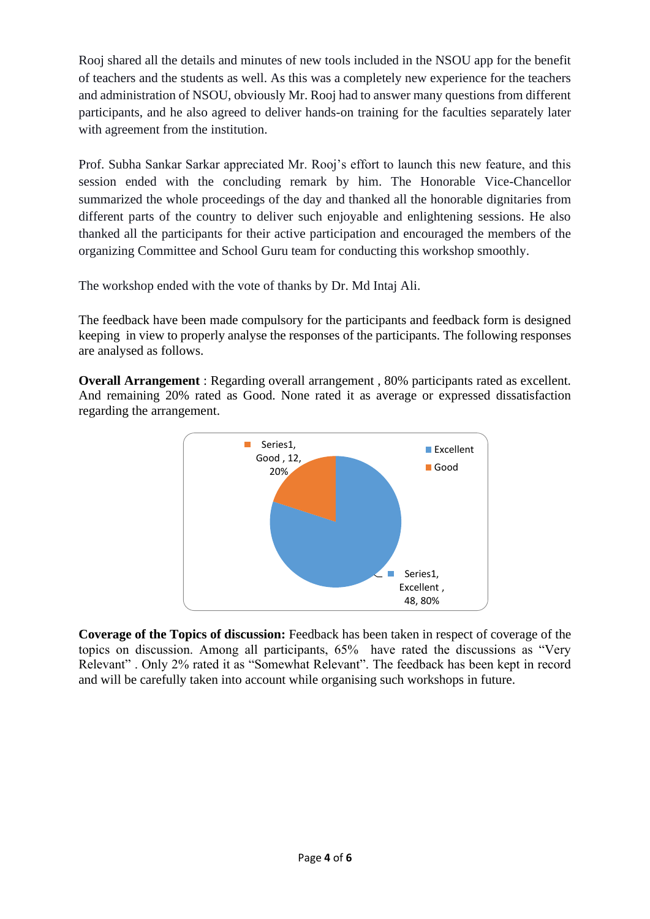Rooj shared all the details and minutes of new tools included in the NSOU app for the benefit of teachers and the students as well. As this was a completely new experience for the teachers and administration of NSOU, obviously Mr. Rooj had to answer many questions from different participants, and he also agreed to deliver hands-on training for the faculties separately later with agreement from the institution.

Prof. Subha Sankar Sarkar appreciated Mr. Rooj's effort to launch this new feature, and this session ended with the concluding remark by him. The Honorable Vice-Chancellor summarized the whole proceedings of the day and thanked all the honorable dignitaries from different parts of the country to deliver such enjoyable and enlightening sessions. He also thanked all the participants for their active participation and encouraged the members of the organizing Committee and School Guru team for conducting this workshop smoothly.

The workshop ended with the vote of thanks by Dr. Md Intaj Ali.

The feedback have been made compulsory for the participants and feedback form is designed keeping in view to properly analyse the responses of the participants. The following responses are analysed as follows.

**Overall Arrangement** : Regarding overall arrangement , 80% participants rated as excellent. And remaining 20% rated as Good. None rated it as average or expressed dissatisfaction regarding the arrangement.

Series1, Good , 12, 20%

Series1, Excellent , 48, 80%

Excellent
Good

**Coverage of the Topics of discussion:** Feedback has been taken in respect of coverage of the topics on discussion. Among all participants, 65% have rated the discussions as "Very Relevant" . Only 2% rated it as "Somewhat Relevant". The feedback has been kept in record and will be carefully taken into account while organising such workshops in future.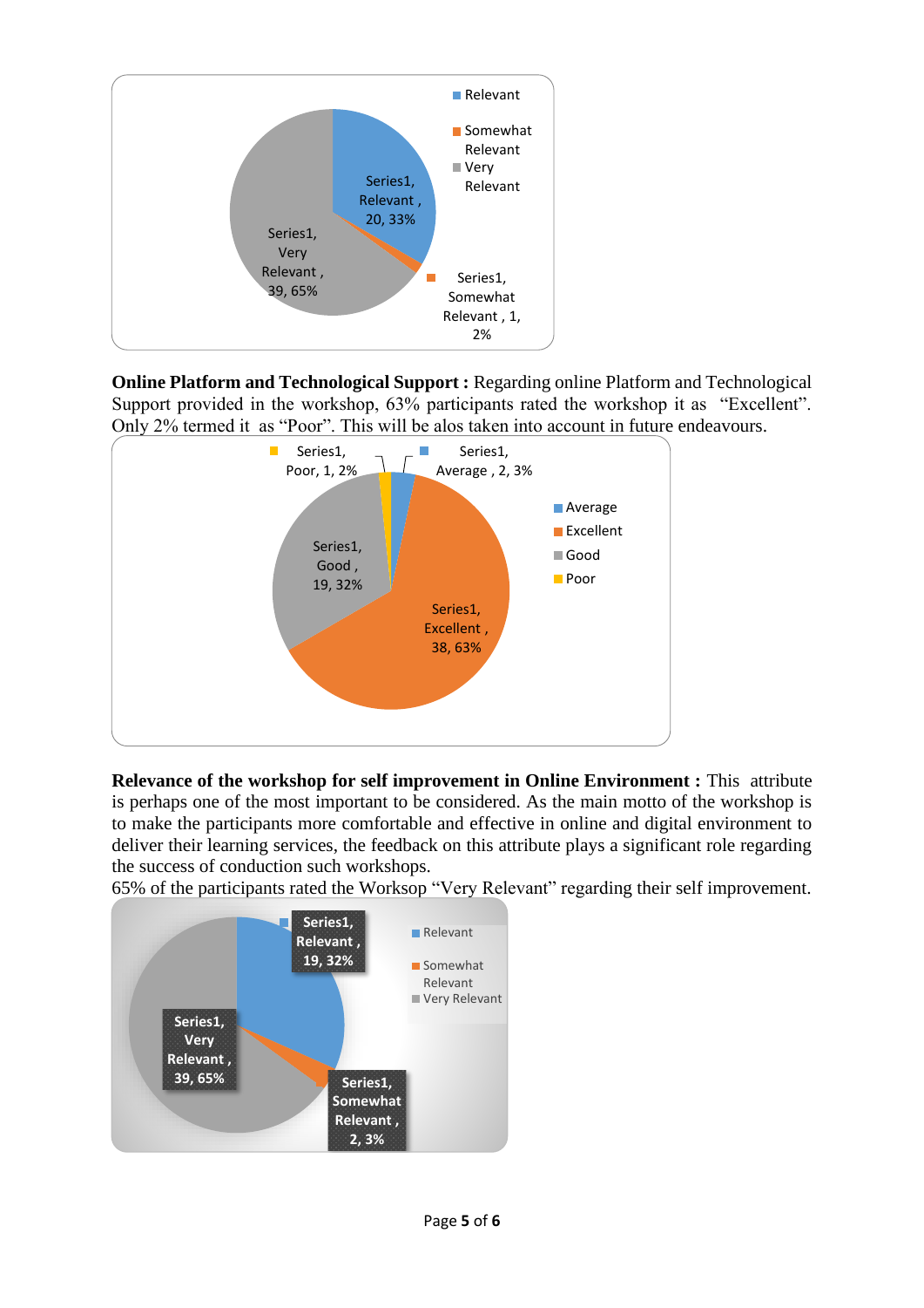**Online Platform and Technological Support :** Regarding online Platform and Technological Support provided in the workshop, 63% participants rated the workshop it as "Excellent". Only 2% termed it as "Poor". This will be alos taken into account in future endeavours.

**Relevance of the workshop for self improvement in Online Environment :** This attribute is perhaps one of the most important to be considered. As the main motto of the workshop is to make the participants more comfortable and effective in online and digital environment to deliver their learning services, the feedback on this attribute plays a significant role regarding the success of conduction such workshops.

65% of the participants rated the Worksop "Very Relevant" regarding their self improvement.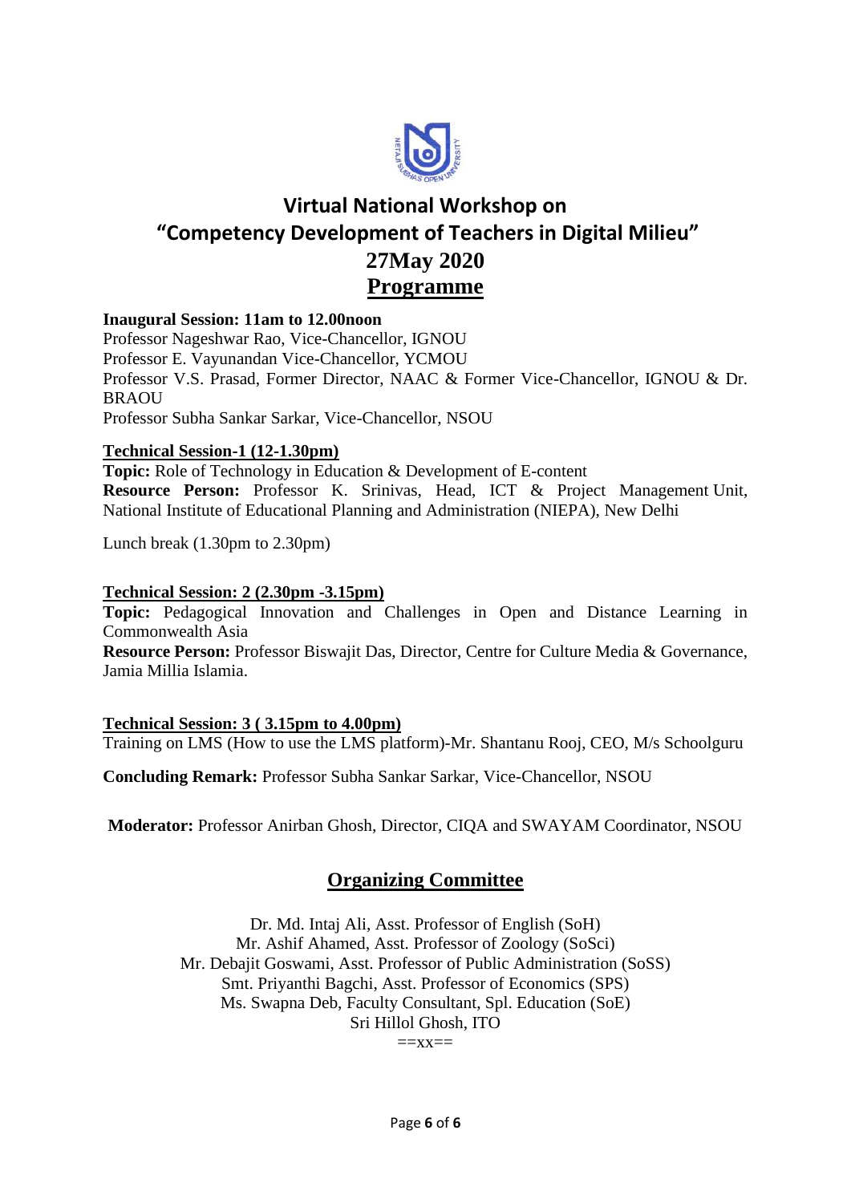# Virtual National Workshop on "Competency Development of Teachers in Digital Milieu"

## 27May 2020

## Programme

**Inaugural Session: 11am to 12.00noon**

Professor Nageshwar Rao, Vice-Chancellor, IGNOU
Professor E. Vayunandan Vice-Chancellor, YCMOU
Professor V.S. Prasad, Former Director, NAAC & Former Vice-Chancellor, IGNOU & Dr. BRAOU
Professor Subha Sankar Sarkar, Vice-Chancellor, NSOU

**Technical Session-1 (12-1.30pm)**

**Topic:** Role of Technology in Education & Development of E-content
**Resource Person:** Professor K. Srinivas, Head, ICT & Project Management Unit, National Institute of Educational Planning and Administration (NIEPA), New Delhi

Lunch break (1.30pm to 2.30pm)

**Technical Session: 2 (2.30pm -3.15pm)**

**Topic:** Pedagogical Innovation and Challenges in Open and Distance Learning in Commonwealth Asia
**Resource Person:** Professor Biswajit Das, Director, Centre for Culture Media & Governance, Jamia Millia Islamia.

**Technical Session: 3 ( 3.15pm to 4.00pm)**

Training on LMS (How to use the LMS platform)-Mr. Shantanu Rooj, CEO, M/s Schoolguru

**Concluding Remark:** Professor Subha Sankar Sarkar, Vice-Chancellor, NSOU

**Moderator:** Professor Anirban Ghosh, Director, CIQA and SWAYAM Coordinator, NSOU

## Organizing Committee

Dr. Md. Intaj Ali, Asst. Professor of English (SoH)
Mr. Ashif Ahamed, Asst. Professor of Zoology (SoSci)
Mr. Debajit Goswami, Asst. Professor of Public Administration (SoSS)
Smt. Priyanthi Bagchi, Asst. Professor of Economics (SPS)
Ms. Swapna Deb, Faculty Consultant, Spl. Education (SoE)
Sri Hillol Ghosh, ITO

==xx==